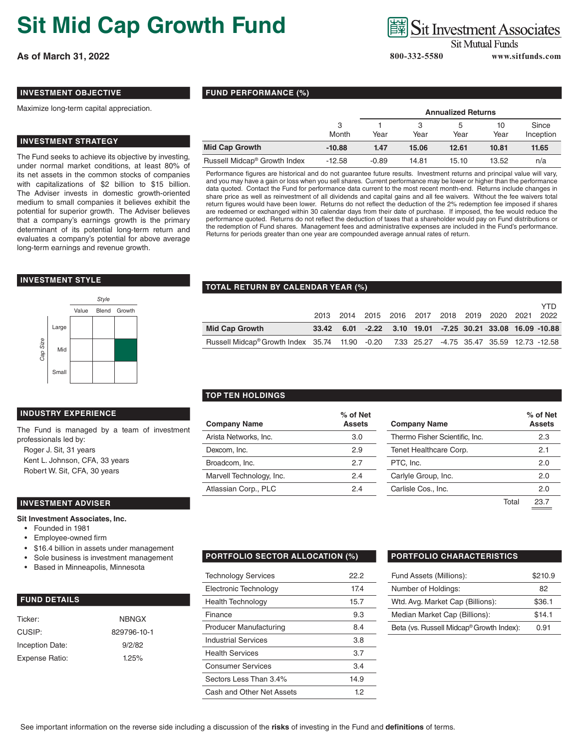# Sit Mid Cap Growth Fund

**As of March 31, 2022**

Sit Investment Associates
Sit Mutual Funds
800-332-5580 www.sitfunds.com

## INVESTMENT OBJECTIVE

Maximize long-term capital appreciation.

## INVESTMENT STRATEGY

The Fund seeks to achieve its objective by investing, under normal market conditions, at least 80% of its net assets in the common stocks of companies with capitalizations of $2 billion to $15 billion. The Adviser invests in domestic growth-oriented medium to small companies it believes exhibit the potential for superior growth. The Adviser believes that a company's earnings growth is the primary determinant of its potential long-term return and evaluates a company's potential for above average long-term earnings and revenue growth.

## INVESTMENT STYLE

| Cap Size | Value | Blend | Growth |
|---|---|---|---|
| Large | | | |
| Mid | | | ■ |
| Small | | | |

## INDUSTRY EXPERIENCE

The Fund is managed by a team of investment professionals led by:

Roger J. Sit, 31 years
Kent L. Johnson, CFA, 33 years
Robert W. Sit, CFA, 30 years

## INVESTMENT ADVISER

**Sit Investment Associates, Inc.**

- Founded in 1981
- Employee-owned firm
- $16.4 billion in assets under management
- Sole business is investment management
- Based in Minneapolis, Minnesota

## FUND DETAILS

| | |
|---|---|
| Ticker: | NBNGX |
| CUSIP: | 829796-10-1 |
| Inception Date: | 9/2/82 |
| Expense Ratio: | 1.25% |

## FUND PERFORMANCE (%)

| | | Annualized Returns | | | | |
|---|---|---|---|---|---|---|
| | 3 Month | 1 Year | 3 Year | 5 Year | 10 Year | Since Inception |
| **Mid Cap Growth** | **-10.88** | **1.47** | **15.06** | **12.61** | **10.81** | **11.65** |
| Russell Midcap® Growth Index | -12.58 | -0.89 | 14.81 | 15.10 | 13.52 | n/a |

Performance figures are historical and do not guarantee future results. Investment returns and principal value will vary, and you may have a gain or loss when you sell shares. Current performance may be lower or higher than the performance data quoted. Contact the Fund for performance data current to the most recent month-end. Returns include changes in share price as well as reinvestment of all dividends and capital gains and all fee waivers. Without the fee waivers total return figures would have been lower. Returns do not reflect the deduction of the 2% redemption fee imposed if shares are redeemed or exchanged within 30 calendar days from their date of purchase. If imposed, the fee would reduce the performance quoted. Returns do not reflect the deduction of taxes that a shareholder would pay on Fund distributions or the redemption of Fund shares. Management fees and administrative expenses are included in the Fund's performance. Returns for periods greater than one year are compounded average annual rates of return.

## TOTAL RETURN BY CALENDAR YEAR (%)

| | 2013 | 2014 | 2015 | 2016 | 2017 | 2018 | 2019 | 2020 | 2021 | YTD 2022 |
|---|---|---|---|---|---|---|---|---|---|---|
| **Mid Cap Growth** | **33.42** | **6.01** | **-2.22** | **3.10** | **19.01** | **-7.25** | **30.21** | **33.08** | **16.09** | **-10.88** |
| Russell Midcap® Growth Index | 35.74 | 11.90 | -0.20 | 7.33 | 25.27 | -4.75 | 35.47 | 35.59 | 12.73 | -12.58 |

## TOP TEN HOLDINGS

| Company Name | % of Net Assets | Company Name | % of Net Assets |
|---|---|---|---|
| Arista Networks, Inc. | 3.0 | Thermo Fisher Scientific, Inc. | 2.3 |
| Dexcom, Inc. | 2.9 | Tenet Healthcare Corp. | 2.1 |
| Broadcom, Inc. | 2.7 | PTC, Inc. | 2.0 |
| Marvell Technology, Inc. | 2.4 | Carlyle Group, Inc. | 2.0 |
| Atlassian Corp., PLC | 2.4 | Carlisle Cos., Inc. | 2.0 |
| | | Total | 23.7 |

## PORTFOLIO SECTOR ALLOCATION (%)

| | |
|---|---|
| Technology Services | 22.2 |
| Electronic Technology | 17.4 |
| Health Technology | 15.7 |
| Finance | 9.3 |
| Producer Manufacturing | 8.4 |
| Industrial Services | 3.8 |
| Health Services | 3.7 |
| Consumer Services | 3.4 |
| Sectors Less Than 3.4% | 14.9 |
| Cash and Other Net Assets | 1.2 |

## PORTFOLIO CHARACTERISTICS

| | |
|---|---|
| Fund Assets (Millions): | $210.9 |
| Number of Holdings: | 82 |
| Wtd. Avg. Market Cap (Billions): | $36.1 |
| Median Market Cap (Billions): | $14.1 |
| Beta (vs. Russell Midcap® Growth Index): | 0.91 |

See important information on the reverse side including a discussion of the **risks** of investing in the Fund and **definitions** of terms.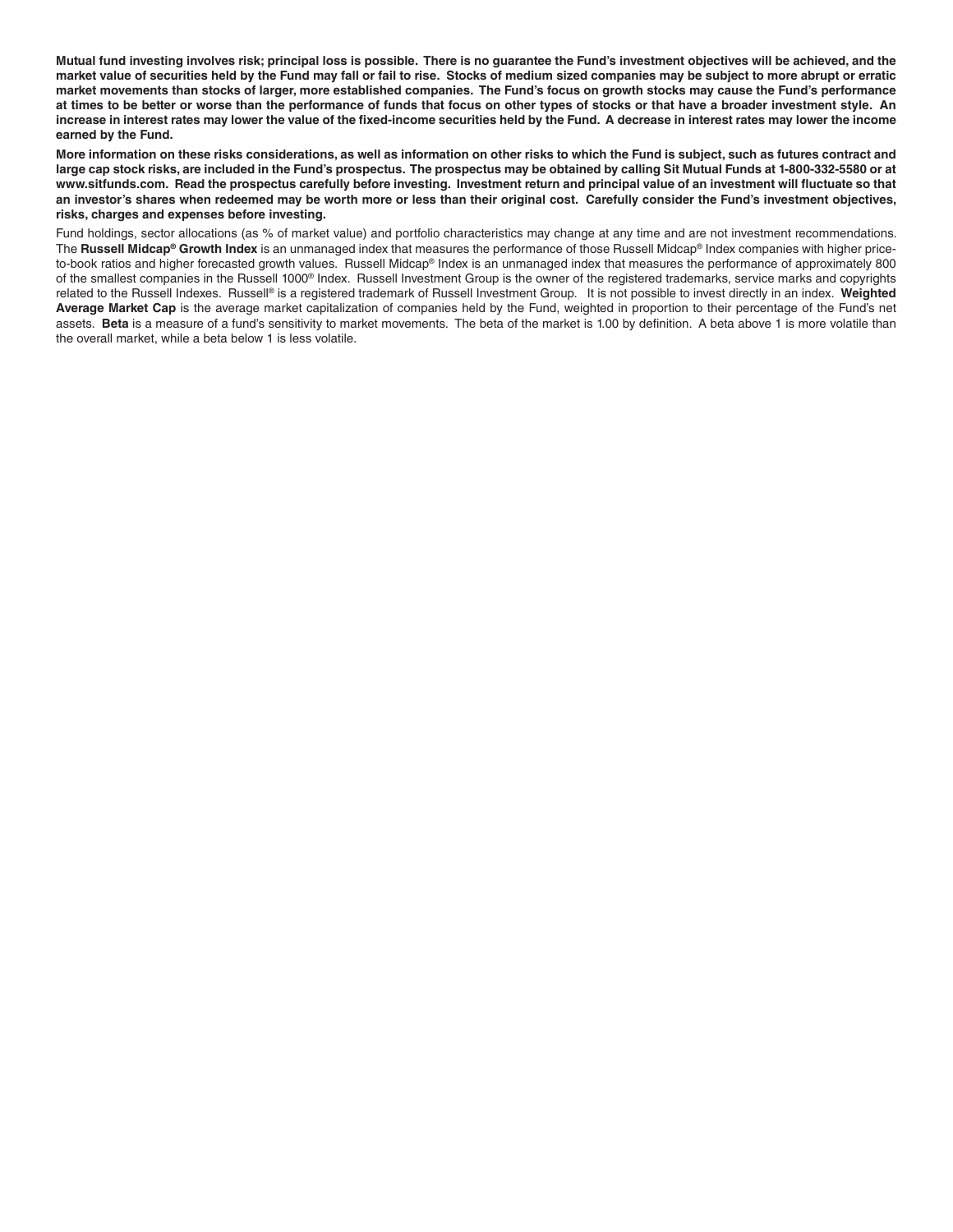**Mutual fund investing involves risk; principal loss is possible. There is no guarantee the Fund's investment objectives will be achieved, and the market value of securities held by the Fund may fall or fail to rise. Stocks of medium sized companies may be subject to more abrupt or erratic market movements than stocks of larger, more established companies. The Fund's focus on growth stocks may cause the Fund's performance at times to be better or worse than the performance of funds that focus on other types of stocks or that have a broader investment style. An increase in interest rates may lower the value of the fixed-income securities held by the Fund. A decrease in interest rates may lower the income earned by the Fund.**

**More information on these risks considerations, as well as information on other risks to which the Fund is subject, such as futures contract and large cap stock risks, are included in the Fund's prospectus. The prospectus may be obtained by calling Sit Mutual Funds at 1-800-332-5580 or at www.sitfunds.com. Read the prospectus carefully before investing. Investment return and principal value of an investment will fluctuate so that an investor's shares when redeemed may be worth more or less than their original cost. Carefully consider the Fund's investment objectives, risks, charges and expenses before investing.**

Fund holdings, sector allocations (as % of market value) and portfolio characteristics may change at any time and are not investment recommendations. The **Russell Midcap® Growth Index** is an unmanaged index that measures the performance of those Russell Midcap® Index companies with higher price-to-book ratios and higher forecasted growth values. Russell Midcap® Index is an unmanaged index that measures the performance of approximately 800 of the smallest companies in the Russell 1000® Index. Russell Investment Group is the owner of the registered trademarks, service marks and copyrights related to the Russell Indexes. Russell® is a registered trademark of Russell Investment Group. It is not possible to invest directly in an index. **Weighted Average Market Cap** is the average market capitalization of companies held by the Fund, weighted in proportion to their percentage of the Fund's net assets. **Beta** is a measure of a fund's sensitivity to market movements. The beta of the market is 1.00 by definition. A beta above 1 is more volatile than the overall market, while a beta below 1 is less volatile.